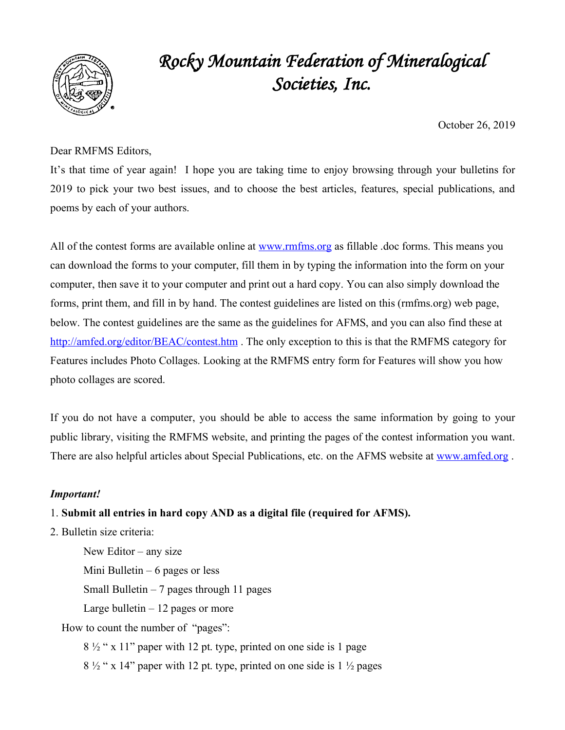# *Rocky Mountain Federation of Mineralogical Societies, Inc.*

October 26, 2019

Dear RMFMS Editors,

It's that time of year again! I hope you are taking time to enjoy browsing through your bulletins for 2019 to pick your two best issues, and to choose the best articles, features, special publications, and poems by each of your authors.

All of the contest forms are available online at [www.rmfms.org](www.rmfms.org) as fillable .doc forms. This means you can download the forms to your computer, fill them in by typing the information into the form on your computer, then save it to your computer and print out a hard copy. You can also simply download the forms, print them, and fill in by hand. The contest guidelines are listed on this (rmfms.org) web page, below. The contest guidelines are the same as the guidelines for AFMS, and you can also find these at [http://amfed.org/editor/BEAC/contest.htm](http://amfed.org/editor/BEAC/contest.htm) . The only exception to this is that the RMFMS category for Features includes Photo Collages. Looking at the RMFMS entry form for Features will show you how photo collages are scored.

If you do not have a computer, you should be able to access the same information by going to your public library, visiting the RMFMS website, and printing the pages of the contest information you want. There are also helpful articles about Special Publications, etc. on the AFMS website at [www.amfed.org](www.amfed.org) .

***Important!***

1. **Submit all entries in hard copy AND as a digital file (required for AFMS).**
2. Bulletin size criteria:
   - New Editor – any size
   - Mini Bulletin – 6 pages or less
   - Small Bulletin – 7 pages through 11 pages
   - Large bulletin – 12 pages or more

   How to count the number of "pages":
   - 8 ½ " x 11" paper with 12 pt. type, printed on one side is 1 page
   - 8 ½ " x 14" paper with 12 pt. type, printed on one side is 1 ½ pages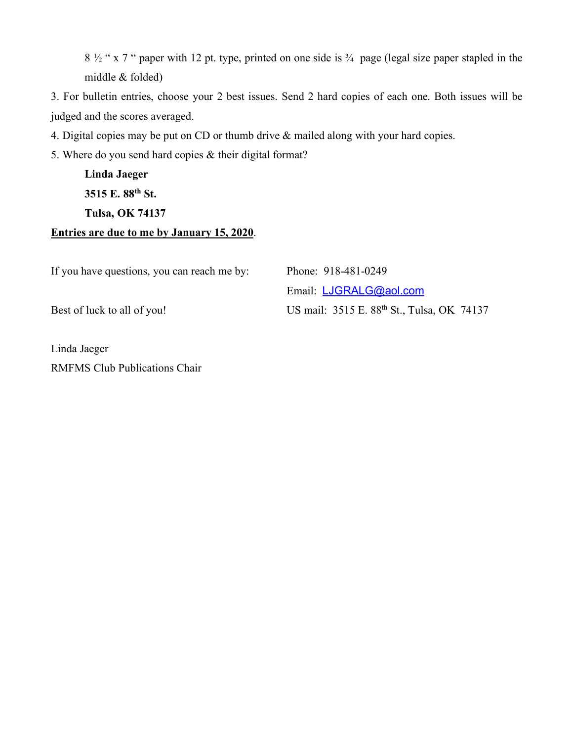8 ½ " x 7 " paper with 12 pt. type, printed on one side is ¾ page (legal size paper stapled in the middle & folded)

3. For bulletin entries, choose your 2 best issues. Send 2 hard copies of each one. Both issues will be judged and the scores averaged.

4. Digital copies may be put on CD or thumb drive & mailed along with your hard copies.

5. Where do you send hard copies & their digital format?

**Linda Jaeger**
**3515 E. 88th St.**
**Tulsa, OK 74137**

**Entries are due to me by January 15, 2020**.

If you have questions, you can reach me by:

Phone: 918-481-0249
Email: LJGRALG@aol.com
US mail: 3515 E. 88th St., Tulsa, OK 74137

Best of luck to all of you!

Linda Jaeger
RMFMS Club Publications Chair